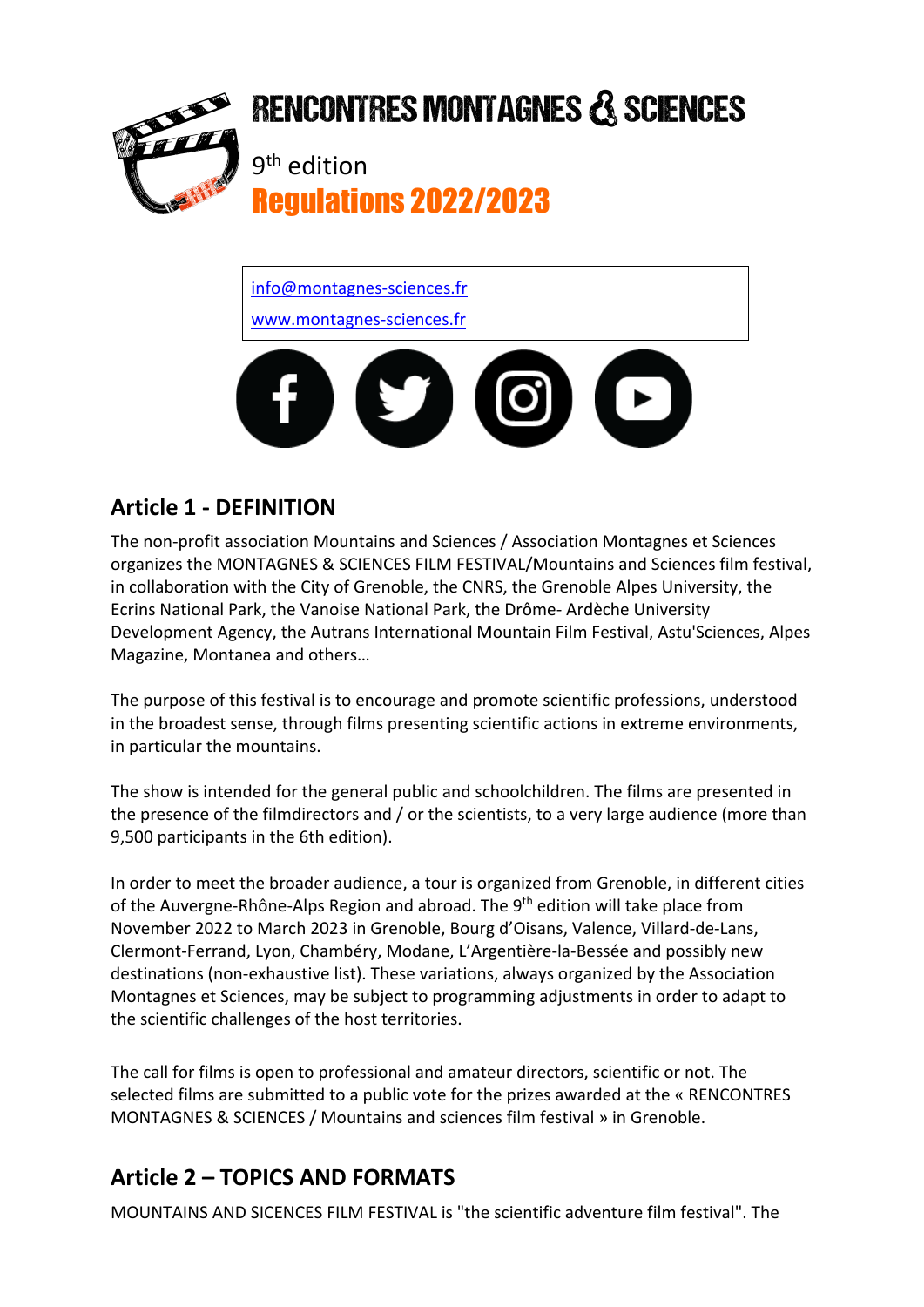# RENCONTRES MONTAGNES & SCIENCES

9th edition

## Regulations 2022/2023

info@montagnes-sciences.fr

www.montagnes-sciences.fr

## Article 1 - DEFINITION

The non-profit association Mountains and Sciences / Association Montagnes et Sciences organizes the MONTAGNES & SCIENCES FILM FESTIVAL/Mountains and Sciences film festival, in collaboration with the City of Grenoble, the CNRS, the Grenoble Alpes University, the Ecrins National Park, the Vanoise National Park, the Drôme- Ardèche University Development Agency, the Autrans International Mountain Film Festival, Astu'Sciences, Alpes Magazine, Montanea and others…

The purpose of this festival is to encourage and promote scientific professions, understood in the broadest sense, through films presenting scientific actions in extreme environments, in particular the mountains.

The show is intended for the general public and schoolchildren. The films are presented in the presence of the filmdirectors and / or the scientists, to a very large audience (more than 9,500 participants in the 6th edition).

In order to meet the broader audience, a tour is organized from Grenoble, in different cities of the Auvergne-Rhône-Alps Region and abroad. The 9th edition will take place from November 2022 to March 2023 in Grenoble, Bourg d'Oisans, Valence, Villard-de-Lans, Clermont-Ferrand, Lyon, Chambéry, Modane, L'Argentière-la-Bessée and possibly new destinations (non-exhaustive list). These variations, always organized by the Association Montagnes et Sciences, may be subject to programming adjustments in order to adapt to the scientific challenges of the host territories.

The call for films is open to professional and amateur directors, scientific or not. The selected films are submitted to a public vote for the prizes awarded at the « RENCONTRES MONTAGNES & SCIENCES / Mountains and sciences film festival » in Grenoble.

## Article 2 – TOPICS AND FORMATS

MOUNTAINS AND SICENCES FILM FESTIVAL is "the scientific adventure film festival". The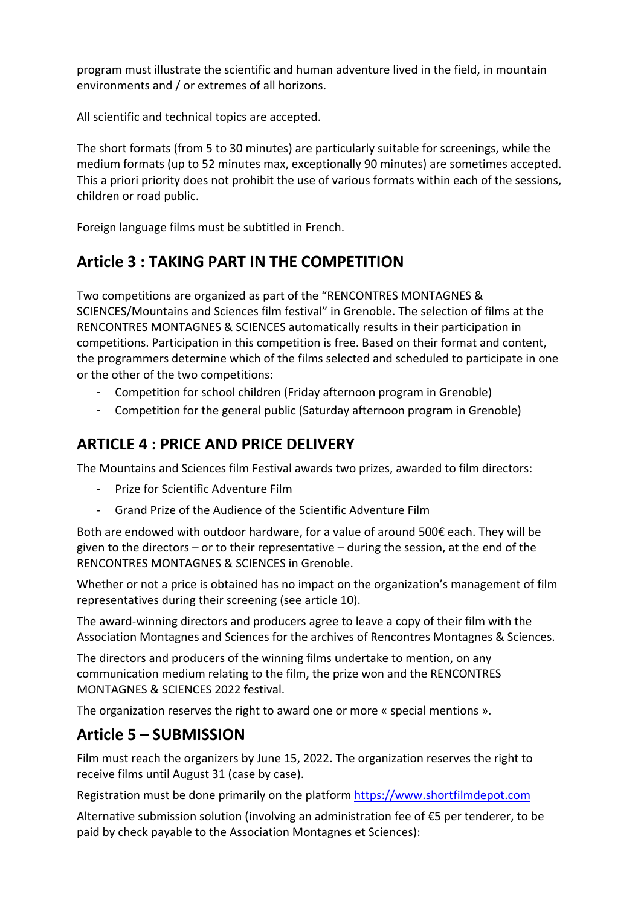program must illustrate the scientific and human adventure lived in the field, in mountain environments and / or extremes of all horizons.

All scientific and technical topics are accepted.

The short formats (from 5 to 30 minutes) are particularly suitable for screenings, while the medium formats (up to 52 minutes max, exceptionally 90 minutes) are sometimes accepted. This a priori priority does not prohibit the use of various formats within each of the sessions, children or road public.

Foreign language films must be subtitled in French.

## Article 3 : TAKING PART IN THE COMPETITION

Two competitions are organized as part of the "RENCONTRES MONTAGNES & SCIENCES/Mountains and Sciences film festival" in Grenoble. The selection of films at the RENCONTRES MONTAGNES & SCIENCES automatically results in their participation in competitions. Participation in this competition is free. Based on their format and content, the programmers determine which of the films selected and scheduled to participate in one or the other of the two competitions:

- Competition for school children (Friday afternoon program in Grenoble)
- Competition for the general public (Saturday afternoon program in Grenoble)

## ARTICLE 4 : PRICE AND PRICE DELIVERY

The Mountains and Sciences film Festival awards two prizes, awarded to film directors:

- Prize for Scientific Adventure Film
- Grand Prize of the Audience of the Scientific Adventure Film

Both are endowed with outdoor hardware, for a value of around 500€ each. They will be given to the directors – or to their representative – during the session, at the end of the RENCONTRES MONTAGNES & SCIENCES in Grenoble.

Whether or not a price is obtained has no impact on the organization's management of film representatives during their screening (see article 10).

The award-winning directors and producers agree to leave a copy of their film with the Association Montagnes and Sciences for the archives of Rencontres Montagnes & Sciences.

The directors and producers of the winning films undertake to mention, on any communication medium relating to the film, the prize won and the RENCONTRES MONTAGNES & SCIENCES 2022 festival.

The organization reserves the right to award one or more « special mentions ».

## Article 5 – SUBMISSION

Film must reach the organizers by June 15, 2022. The organization reserves the right to receive films until August 31 (case by case).

Registration must be done primarily on the platform [https://www.shortfilmdepot.com](https://www.shortfilmdepot.com)

Alternative submission solution (involving an administration fee of €5 per tenderer, to be paid by check payable to the Association Montagnes et Sciences):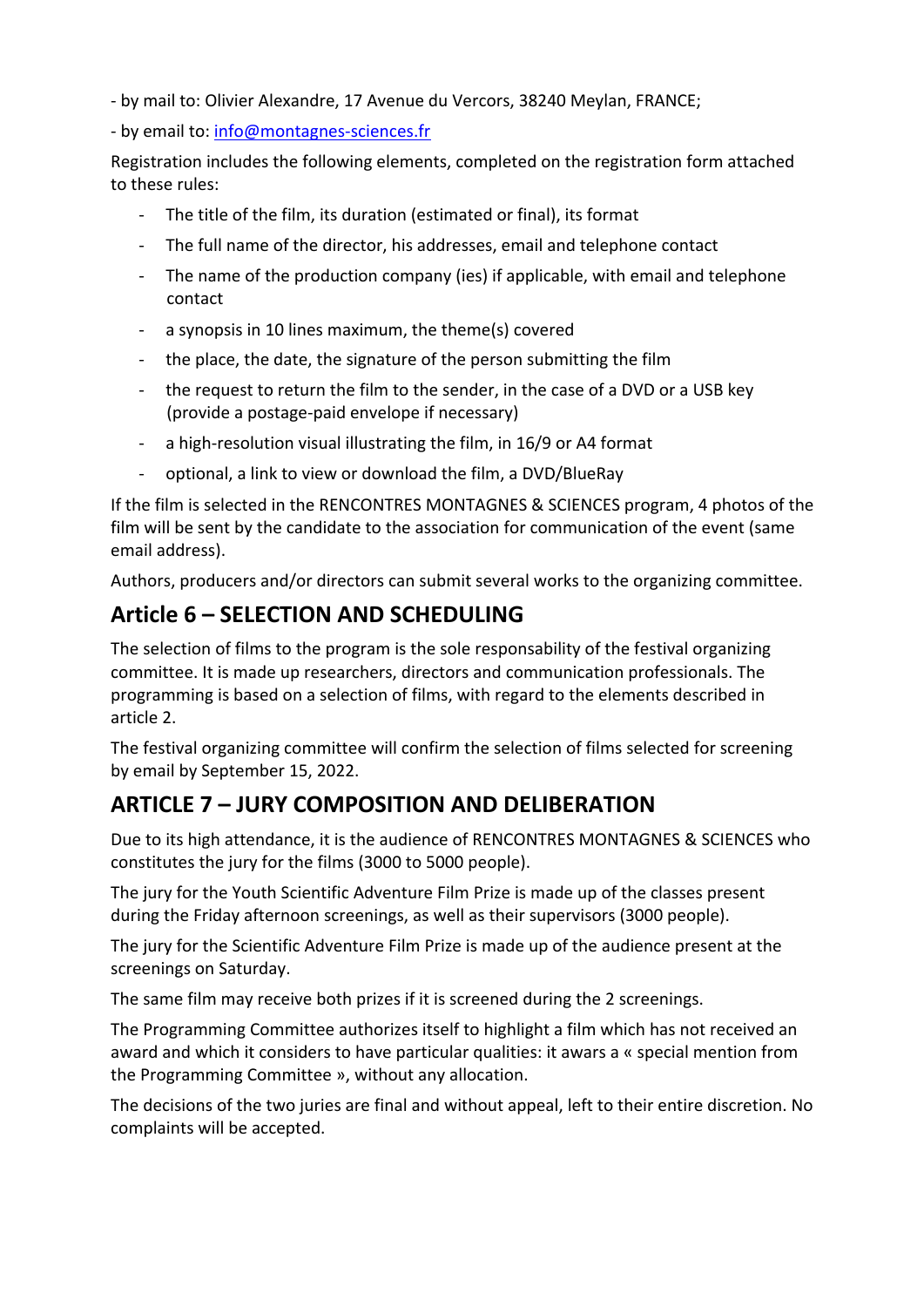- by mail to: Olivier Alexandre, 17 Avenue du Vercors, 38240 Meylan, FRANCE;

- by email to: info@montagnes-sciences.fr

Registration includes the following elements, completed on the registration form attached to these rules:

- The title of the film, its duration (estimated or final), its format
- The full name of the director, his addresses, email and telephone contact
- The name of the production company (ies) if applicable, with email and telephone contact
- a synopsis in 10 lines maximum, the theme(s) covered
- the place, the date, the signature of the person submitting the film
- the request to return the film to the sender, in the case of a DVD or a USB key (provide a postage-paid envelope if necessary)
- a high-resolution visual illustrating the film, in 16/9 or A4 format
- optional, a link to view or download the film, a DVD/BlueRay

If the film is selected in the RENCONTRES MONTAGNES & SCIENCES program, 4 photos of the film will be sent by the candidate to the association for communication of the event (same email address).

Authors, producers and/or directors can submit several works to the organizing committee.

## Article 6 – SELECTION AND SCHEDULING

The selection of films to the program is the sole responsability of the festival organizing committee. It is made up researchers, directors and communication professionals. The programming is based on a selection of films, with regard to the elements described in article 2.

The festival organizing committee will confirm the selection of films selected for screening by email by September 15, 2022.

## ARTICLE 7 – JURY COMPOSITION AND DELIBERATION

Due to its high attendance, it is the audience of RENCONTRES MONTAGNES & SCIENCES who constitutes the jury for the films (3000 to 5000 people).

The jury for the Youth Scientific Adventure Film Prize is made up of the classes present during the Friday afternoon screenings, as well as their supervisors (3000 people).

The jury for the Scientific Adventure Film Prize is made up of the audience present at the screenings on Saturday.

The same film may receive both prizes if it is screened during the 2 screenings.

The Programming Committee authorizes itself to highlight a film which has not received an award and which it considers to have particular qualities: it awars a « special mention from the Programming Committee », without any allocation.

The decisions of the two juries are final and without appeal, left to their entire discretion. No complaints will be accepted.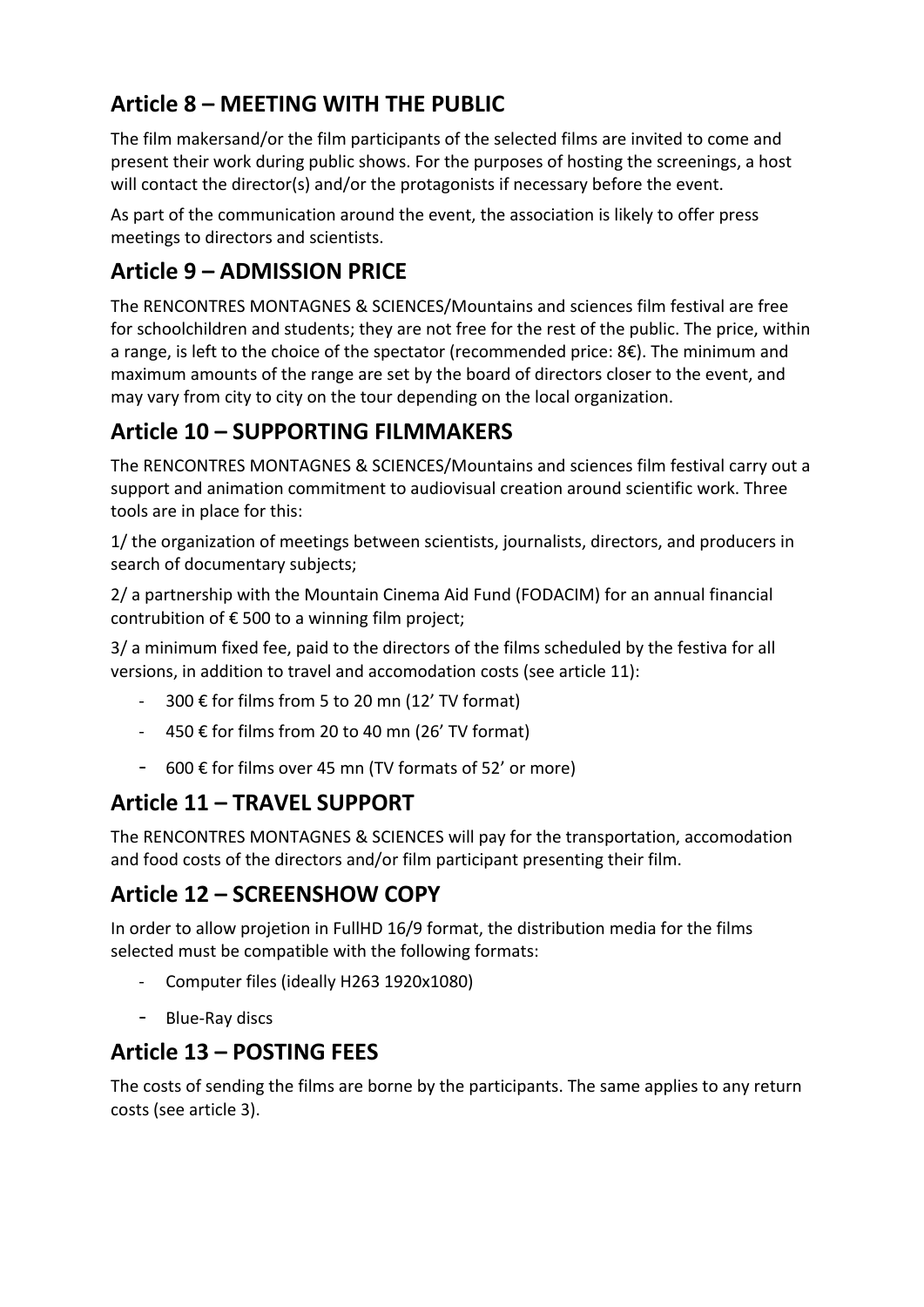## Article 8 – MEETING WITH THE PUBLIC

The film makersand/or the film participants of the selected films are invited to come and present their work during public shows. For the purposes of hosting the screenings, a host will contact the director(s) and/or the protagonists if necessary before the event.

As part of the communication around the event, the association is likely to offer press meetings to directors and scientists.

## Article 9 – ADMISSION PRICE

The RENCONTRES MONTAGNES & SCIENCES/Mountains and sciences film festival are free for schoolchildren and students; they are not free for the rest of the public. The price, within a range, is left to the choice of the spectator (recommended price: 8€). The minimum and maximum amounts of the range are set by the board of directors closer to the event, and may vary from city to city on the tour depending on the local organization.

## Article 10 – SUPPORTING FILMMAKERS

The RENCONTRES MONTAGNES & SCIENCES/Mountains and sciences film festival carry out a support and animation commitment to audiovisual creation around scientific work. Three tools are in place for this:

1/ the organization of meetings between scientists, journalists, directors, and producers in search of documentary subjects;

2/ a partnership with the Mountain Cinema Aid Fund (FODACIM) for an annual financial contrubition of € 500 to a winning film project;

3/ a minimum fixed fee, paid to the directors of the films scheduled by the festiva for all versions, in addition to travel and accomodation costs (see article 11):

- 300 € for films from 5 to 20 mn (12' TV format)
- 450 € for films from 20 to 40 mn (26' TV format)
- 600 € for films over 45 mn (TV formats of 52' or more)

## Article 11 – TRAVEL SUPPORT

The RENCONTRES MONTAGNES & SCIENCES will pay for the transportation, accomodation and food costs of the directors and/or film participant presenting their film.

## Article 12 – SCREENSHOW COPY

In order to allow projetion in FullHD 16/9 format, the distribution media for the films selected must be compatible with the following formats:

- Computer files (ideally H263 1920x1080)
- Blue-Ray discs

## Article 13 – POSTING FEES

The costs of sending the films are borne by the participants. The same applies to any return costs (see article 3).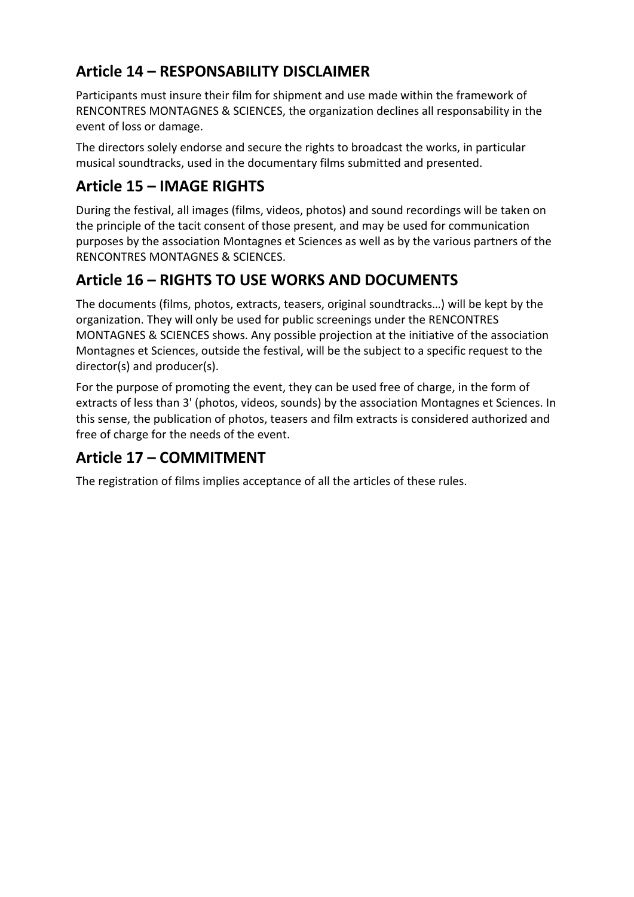## Article 14 – RESPONSABILITY DISCLAIMER

Participants must insure their film for shipment and use made within the framework of RENCONTRES MONTAGNES & SCIENCES, the organization declines all responsability in the event of loss or damage.

The directors solely endorse and secure the rights to broadcast the works, in particular musical soundtracks, used in the documentary films submitted and presented.

## Article 15 – IMAGE RIGHTS

During the festival, all images (films, videos, photos) and sound recordings will be taken on the principle of the tacit consent of those present, and may be used for communication purposes by the association Montagnes et Sciences as well as by the various partners of the RENCONTRES MONTAGNES & SCIENCES.

## Article 16 – RIGHTS TO USE WORKS AND DOCUMENTS

The documents (films, photos, extracts, teasers, original soundtracks…) will be kept by the organization. They will only be used for public screenings under the RENCONTRES MONTAGNES & SCIENCES shows. Any possible projection at the initiative of the association Montagnes et Sciences, outside the festival, will be the subject to a specific request to the director(s) and producer(s).

For the purpose of promoting the event, they can be used free of charge, in the form of extracts of less than 3' (photos, videos, sounds) by the association Montagnes et Sciences. In this sense, the publication of photos, teasers and film extracts is considered authorized and free of charge for the needs of the event.

## Article 17 – COMMITMENT

The registration of films implies acceptance of all the articles of these rules.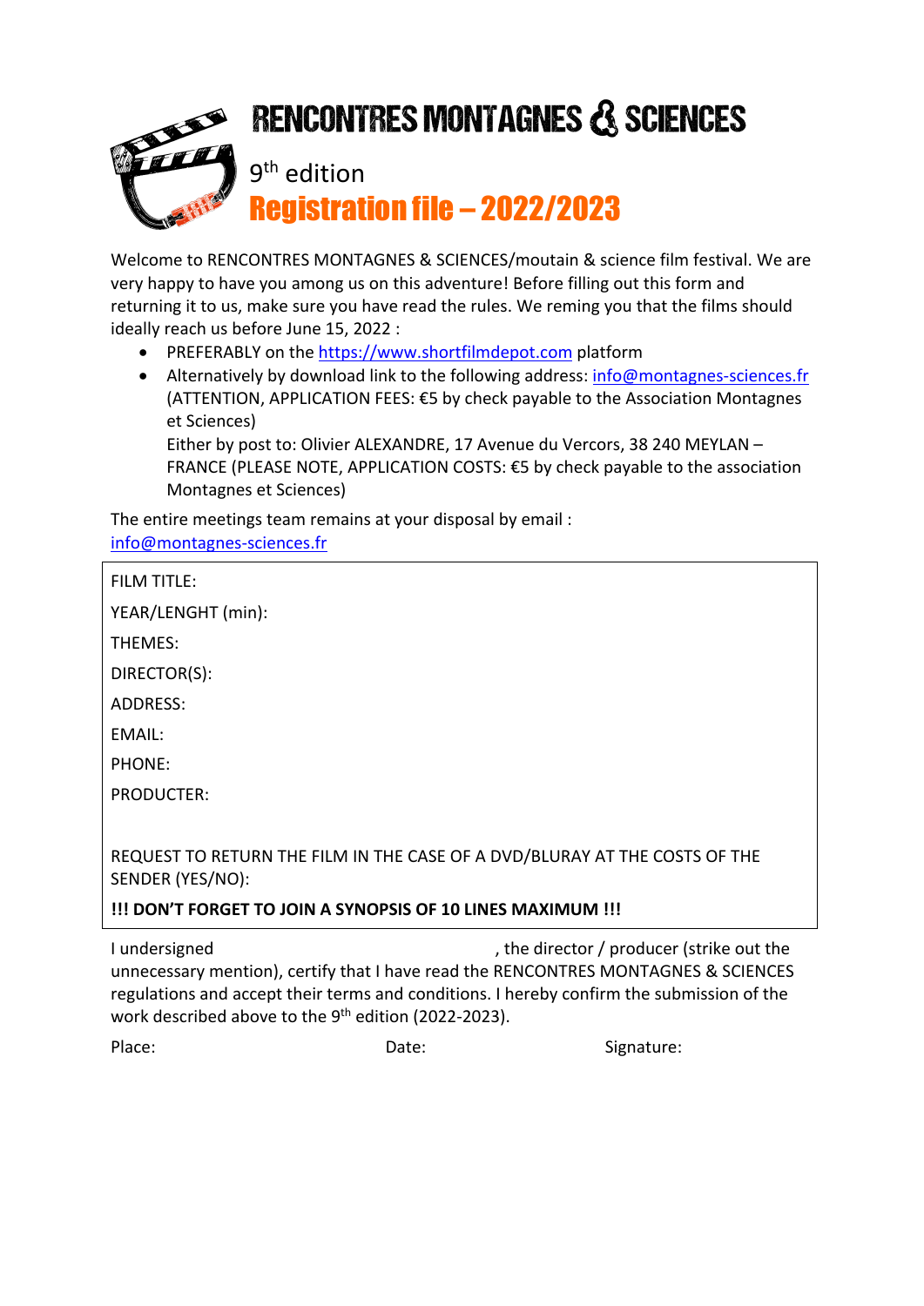# RENCONTRES MONTAGNES & SCIENCES

9th edition

## Registration file – 2022/2023

Welcome to RENCONTRES MONTAGNES & SCIENCES/moutain & science film festival. We are very happy to have you among us on this adventure! Before filling out this form and returning it to us, make sure you have read the rules. We remind you that the films should ideally reach us before June 15, 2022 :

- PREFERABLY on the https://www.shortfilmdepot.com platform
- Alternatively by download link to the following address: info@montagnes-sciences.fr (ATTENTION, APPLICATION FEES: €5 by check payable to the Association Montagnes et Sciences)
  Either by post to: Olivier ALEXANDRE, 17 Avenue du Vercors, 38 240 MEYLAN – FRANCE (PLEASE NOTE, APPLICATION COSTS: €5 by check payable to the association Montagnes et Sciences)

The entire meetings team remains at your disposal by email : info@montagnes-sciences.fr

FILM TITLE:

YEAR/LENGHT (min):

THEMES:

DIRECTOR(S):

ADDRESS:

EMAIL:

PHONE:

PRODUCTER:

REQUEST TO RETURN THE FILM IN THE CASE OF A DVD/BLURAY AT THE COSTS OF THE SENDER (YES/NO):

**!!! DON'T FORGET TO JOIN A SYNOPSIS OF 10 LINES MAXIMUM !!!**

I undersigned , the director / producer (strike out the unnecessary mention), certify that I have read the RENCONTRES MONTAGNES & SCIENCES regulations and accept their terms and conditions. I hereby confirm the submission of the work described above to the 9th edition (2022-2023).

Place: Date: Signature: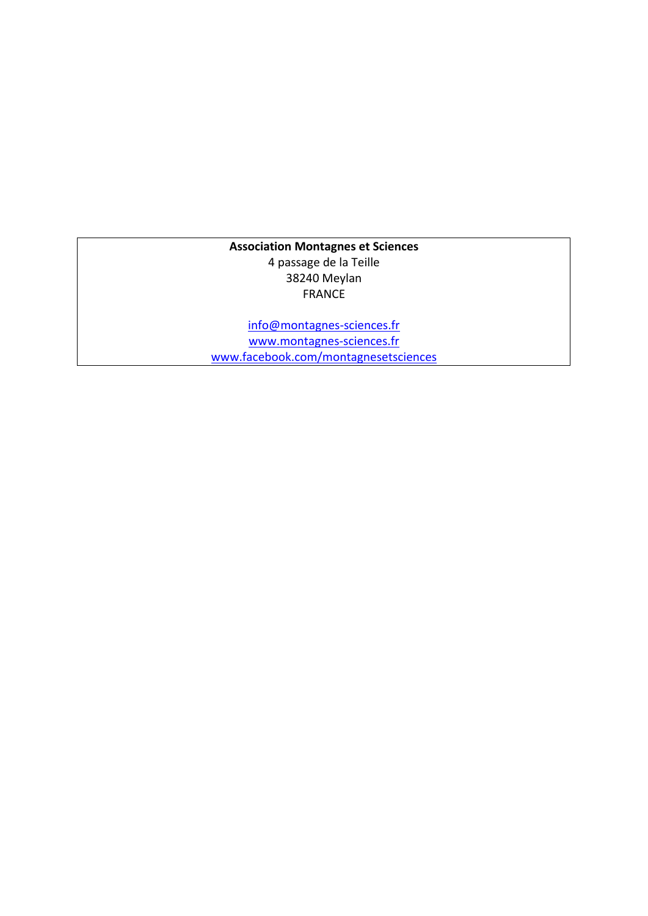**Association Montagnes et Sciences**
4 passage de la Teille
38240 Meylan
FRANCE

info@montagnes-sciences.fr
www.montagnes-sciences.fr
www.facebook.com/montagnesetsciences